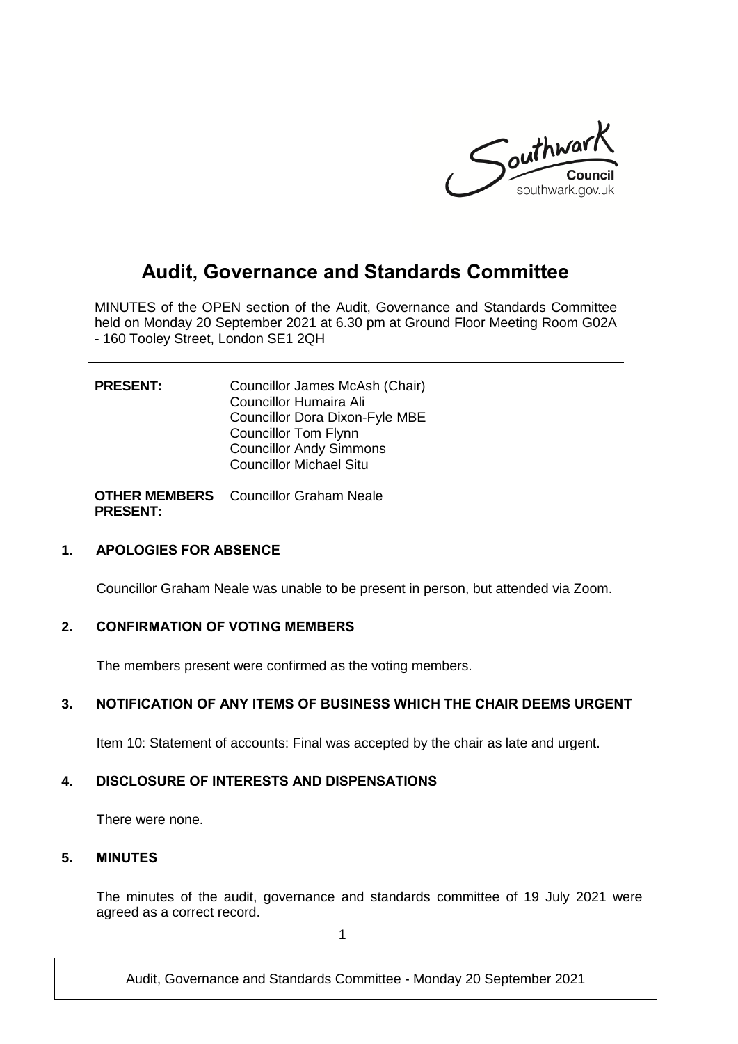# Audit, Governance and Standards Committee

MINUTES of the OPEN section of the Audit, Governance and Standards Committee held on Monday 20 September 2021 at 6.30 pm at Ground Floor Meeting Room G02A - 160 Tooley Street, London SE1 2QH

**PRESENT:**
Councillor James McAsh (Chair)
Councillor Humaira Ali
Councillor Dora Dixon-Fyle MBE
Councillor Tom Flynn
Councillor Andy Simmons
Councillor Michael Situ

**OTHER MEMBERS PRESENT:**
Councillor Graham Neale

## 1. APOLOGIES FOR ABSENCE

Councillor Graham Neale was unable to be present in person, but attended via Zoom.

## 2. CONFIRMATION OF VOTING MEMBERS

The members present were confirmed as the voting members.

## 3. NOTIFICATION OF ANY ITEMS OF BUSINESS WHICH THE CHAIR DEEMS URGENT

Item 10: Statement of accounts: Final was accepted by the chair as late and urgent.

## 4. DISCLOSURE OF INTERESTS AND DISPENSATIONS

There were none.

## 5. MINUTES

The minutes of the audit, governance and standards committee of 19 July 2021 were agreed as a correct record.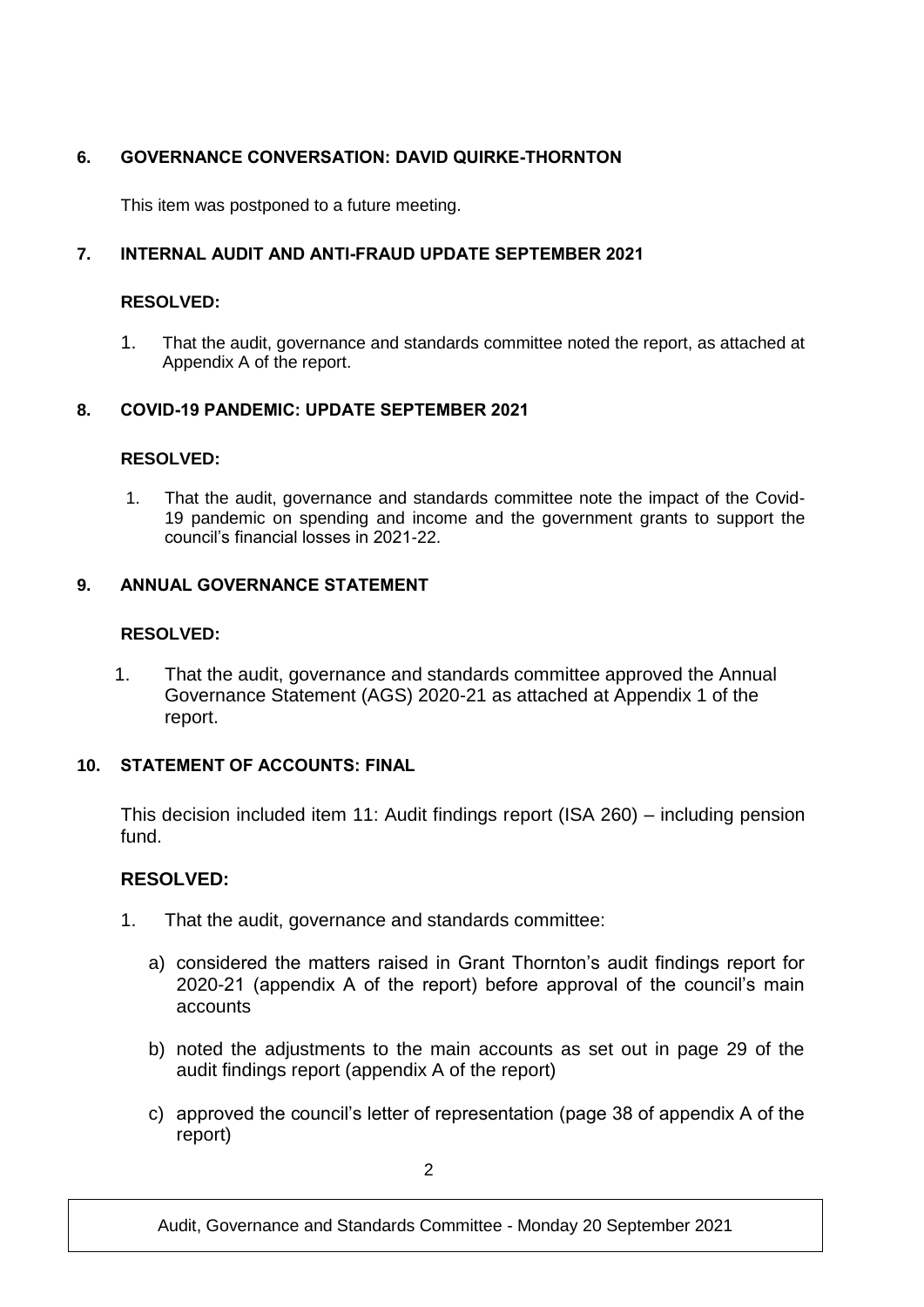## 6. GOVERNANCE CONVERSATION: DAVID QUIRKE-THORNTON

This item was postponed to a future meeting.

## 7. INTERNAL AUDIT AND ANTI-FRAUD UPDATE SEPTEMBER 2021

**RESOLVED:**

1. That the audit, governance and standards committee noted the report, as attached at Appendix A of the report.

## 8. COVID-19 PANDEMIC: UPDATE SEPTEMBER 2021

**RESOLVED:**

1. That the audit, governance and standards committee note the impact of the Covid-19 pandemic on spending and income and the government grants to support the council's financial losses in 2021-22.

## 9. ANNUAL GOVERNANCE STATEMENT

**RESOLVED:**

1. That the audit, governance and standards committee approved the Annual Governance Statement (AGS) 2020-21 as attached at Appendix 1 of the report.

## 10. STATEMENT OF ACCOUNTS: FINAL

This decision included item 11: Audit findings report (ISA 260) – including pension fund.

**RESOLVED:**

1. That the audit, governance and standards committee:

   a) considered the matters raised in Grant Thornton's audit findings report for 2020-21 (appendix A of the report) before approval of the council's main accounts

   b) noted the adjustments to the main accounts as set out in page 29 of the audit findings report (appendix A of the report)

   c) approved the council's letter of representation (page 38 of appendix A of the report)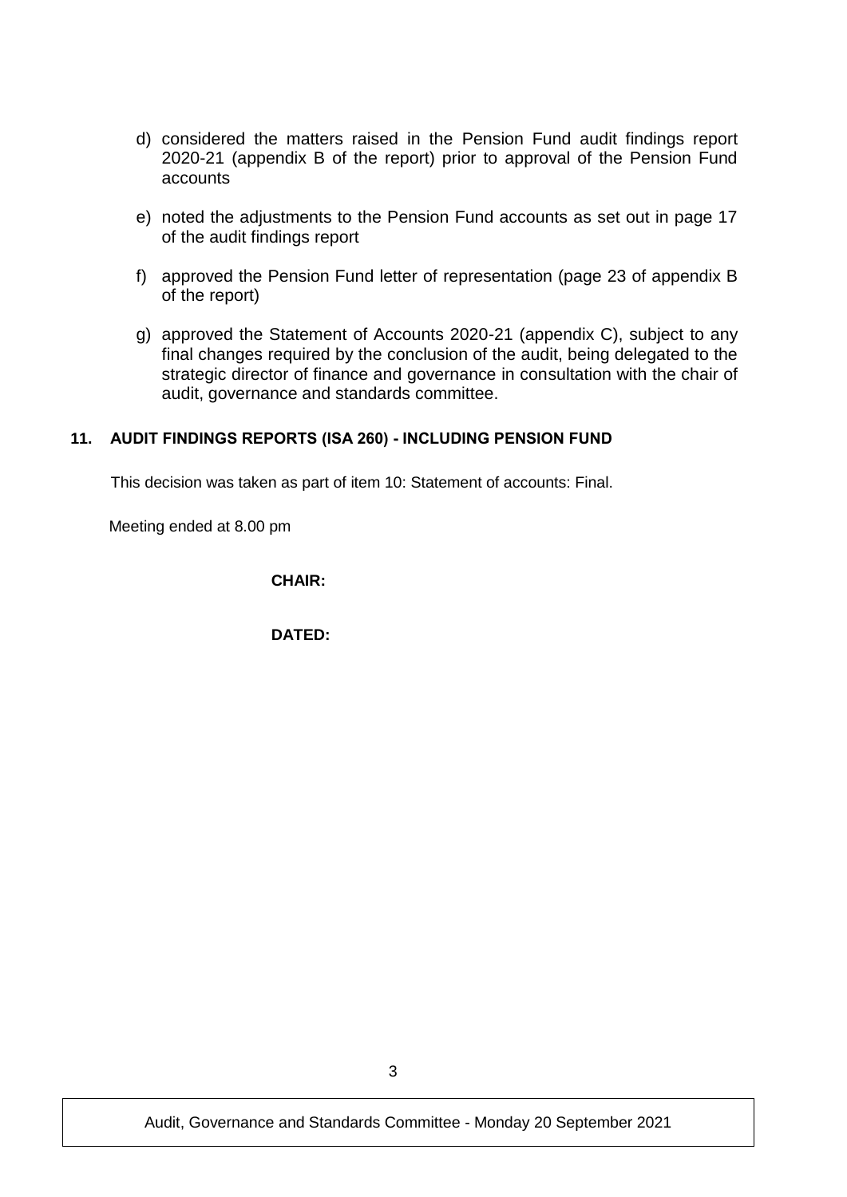d) considered the matters raised in the Pension Fund audit findings report 2020-21 (appendix B of the report) prior to approval of the Pension Fund accounts

e) noted the adjustments to the Pension Fund accounts as set out in page 17 of the audit findings report

f) approved the Pension Fund letter of representation (page 23 of appendix B of the report)

g) approved the Statement of Accounts 2020-21 (appendix C), subject to any final changes required by the conclusion of the audit, being delegated to the strategic director of finance and governance in consultation with the chair of audit, governance and standards committee.

## 11. AUDIT FINDINGS REPORTS (ISA 260) - INCLUDING PENSION FUND

This decision was taken as part of item 10: Statement of accounts: Final.

Meeting ended at 8.00 pm

**CHAIR:**

**DATED:**